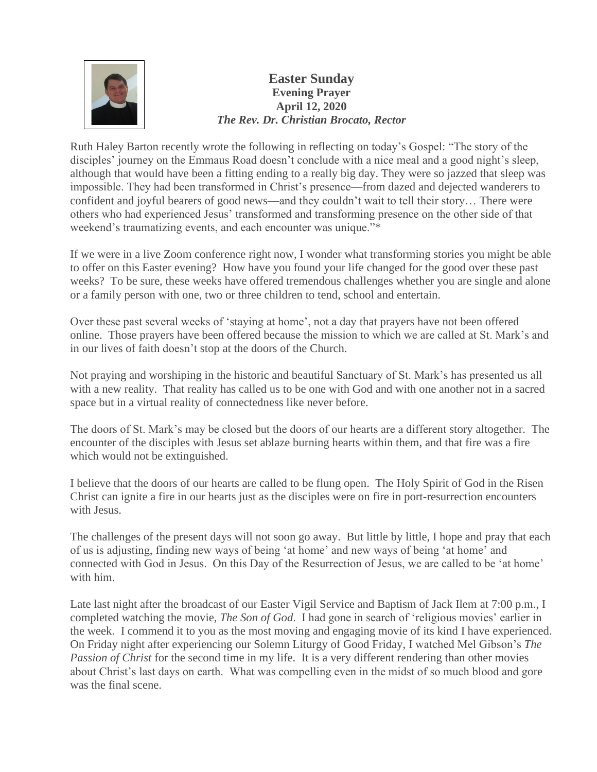# Easter Sunday

**Evening Prayer**

**April 12, 2020**

***The Rev. Dr. Christian Brocato, Rector***

Ruth Haley Barton recently wrote the following in reflecting on today's Gospel: "The story of the disciples' journey on the Emmaus Road doesn't conclude with a nice meal and a good night's sleep, although that would have been a fitting ending to a really big day. They were so jazzed that sleep was impossible. They had been transformed in Christ's presence—from dazed and dejected wanderers to confident and joyful bearers of good news—and they couldn't wait to tell their story… There were others who had experienced Jesus' transformed and transforming presence on the other side of that weekend's traumatizing events, and each encounter was unique."*

If we were in a live Zoom conference right now, I wonder what transforming stories you might be able to offer on this Easter evening? How have you found your life changed for the good over these past weeks? To be sure, these weeks have offered tremendous challenges whether you are single and alone or a family person with one, two or three children to tend, school and entertain.

Over these past several weeks of 'staying at home', not a day that prayers have not been offered online. Those prayers have been offered because the mission to which we are called at St. Mark's and in our lives of faith doesn't stop at the doors of the Church.

Not praying and worshiping in the historic and beautiful Sanctuary of St. Mark's has presented us all with a new reality. That reality has called us to be one with God and with one another not in a sacred space but in a virtual reality of connectedness like never before.

The doors of St. Mark's may be closed but the doors of our hearts are a different story altogether. The encounter of the disciples with Jesus set ablaze burning hearts within them, and that fire was a fire which would not be extinguished.

I believe that the doors of our hearts are called to be flung open. The Holy Spirit of God in the Risen Christ can ignite a fire in our hearts just as the disciples were on fire in port-resurrection encounters with Jesus.

The challenges of the present days will not soon go away. But little by little, I hope and pray that each of us is adjusting, finding new ways of being 'at home' and new ways of being 'at home' and connected with God in Jesus. On this Day of the Resurrection of Jesus, we are called to be 'at home' with him.

Late last night after the broadcast of our Easter Vigil Service and Baptism of Jack Ilem at 7:00 p.m., I completed watching the movie, *The Son of God*. I had gone in search of 'religious movies' earlier in the week. I commend it to you as the most moving and engaging movie of its kind I have experienced. On Friday night after experiencing our Solemn Liturgy of Good Friday, I watched Mel Gibson's *The Passion of Christ* for the second time in my life. It is a very different rendering than other movies about Christ's last days on earth. What was compelling even in the midst of so much blood and gore was the final scene.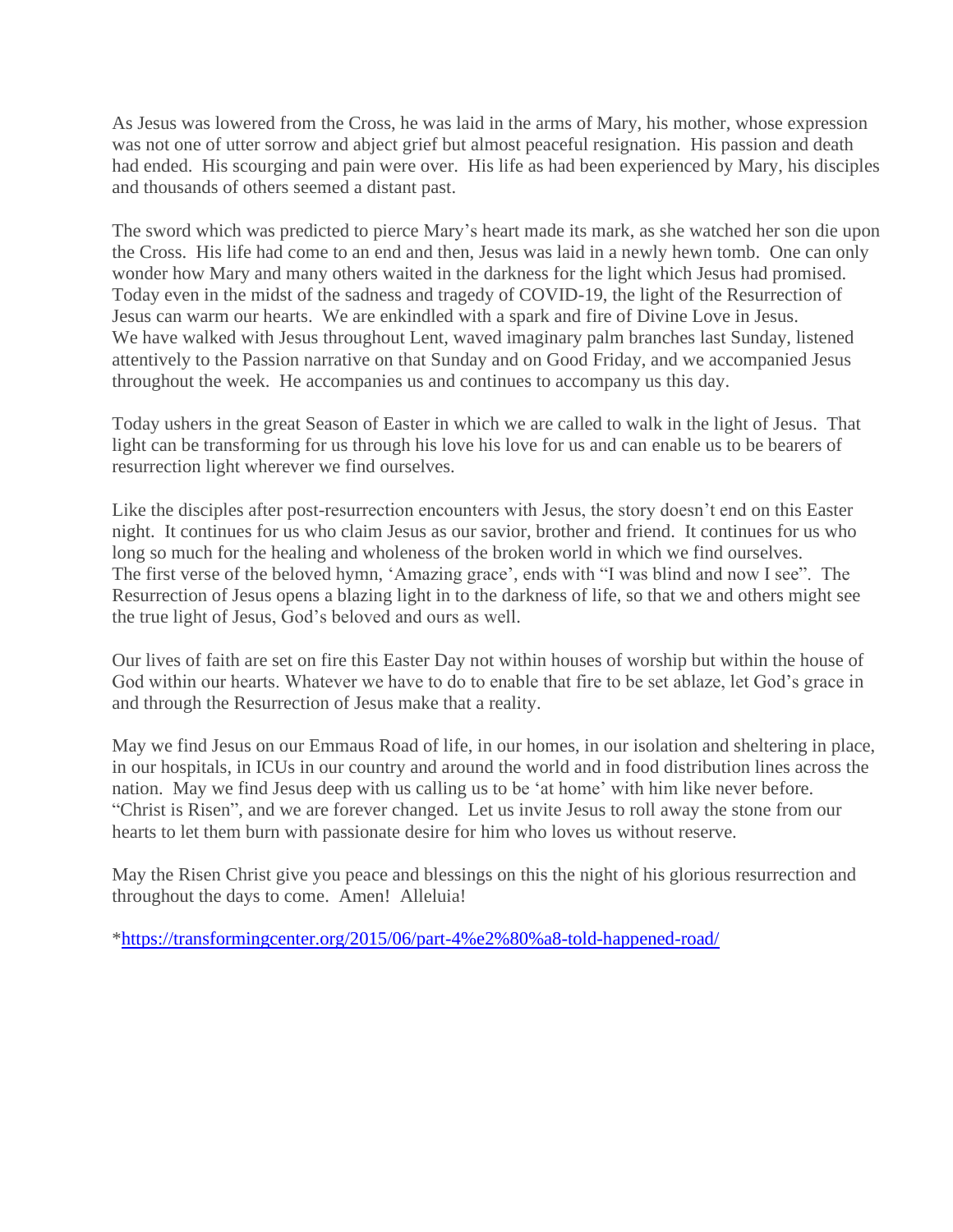As Jesus was lowered from the Cross, he was laid in the arms of Mary, his mother, whose expression was not one of utter sorrow and abject grief but almost peaceful resignation. His passion and death had ended. His scourging and pain were over. His life as had been experienced by Mary, his disciples and thousands of others seemed a distant past.

The sword which was predicted to pierce Mary's heart made its mark, as she watched her son die upon the Cross. His life had come to an end and then, Jesus was laid in a newly hewn tomb. One can only wonder how Mary and many others waited in the darkness for the light which Jesus had promised. Today even in the midst of the sadness and tragedy of COVID-19, the light of the Resurrection of Jesus can warm our hearts. We are enkindled with a spark and fire of Divine Love in Jesus. We have walked with Jesus throughout Lent, waved imaginary palm branches last Sunday, listened attentively to the Passion narrative on that Sunday and on Good Friday, and we accompanied Jesus throughout the week. He accompanies us and continues to accompany us this day.

Today ushers in the great Season of Easter in which we are called to walk in the light of Jesus. That light can be transforming for us through his love his love for us and can enable us to be bearers of resurrection light wherever we find ourselves.

Like the disciples after post-resurrection encounters with Jesus, the story doesn't end on this Easter night. It continues for us who claim Jesus as our savior, brother and friend. It continues for us who long so much for the healing and wholeness of the broken world in which we find ourselves. The first verse of the beloved hymn, 'Amazing grace', ends with "I was blind and now I see". The Resurrection of Jesus opens a blazing light in to the darkness of life, so that we and others might see the true light of Jesus, God's beloved and ours as well.

Our lives of faith are set on fire this Easter Day not within houses of worship but within the house of God within our hearts. Whatever we have to do to enable that fire to be set ablaze, let God's grace in and through the Resurrection of Jesus make that a reality.

May we find Jesus on our Emmaus Road of life, in our homes, in our isolation and sheltering in place, in our hospitals, in ICUs in our country and around the world and in food distribution lines across the nation. May we find Jesus deep with us calling us to be 'at home' with him like never before. "Christ is Risen", and we are forever changed. Let us invite Jesus to roll away the stone from our hearts to let them burn with passionate desire for him who loves us without reserve.

May the Risen Christ give you peace and blessings on this the night of his glorious resurrection and throughout the days to come. Amen! Alleluia!

*https://transformingcenter.org/2015/06/part-4%e2%80%a8-told-happened-road/